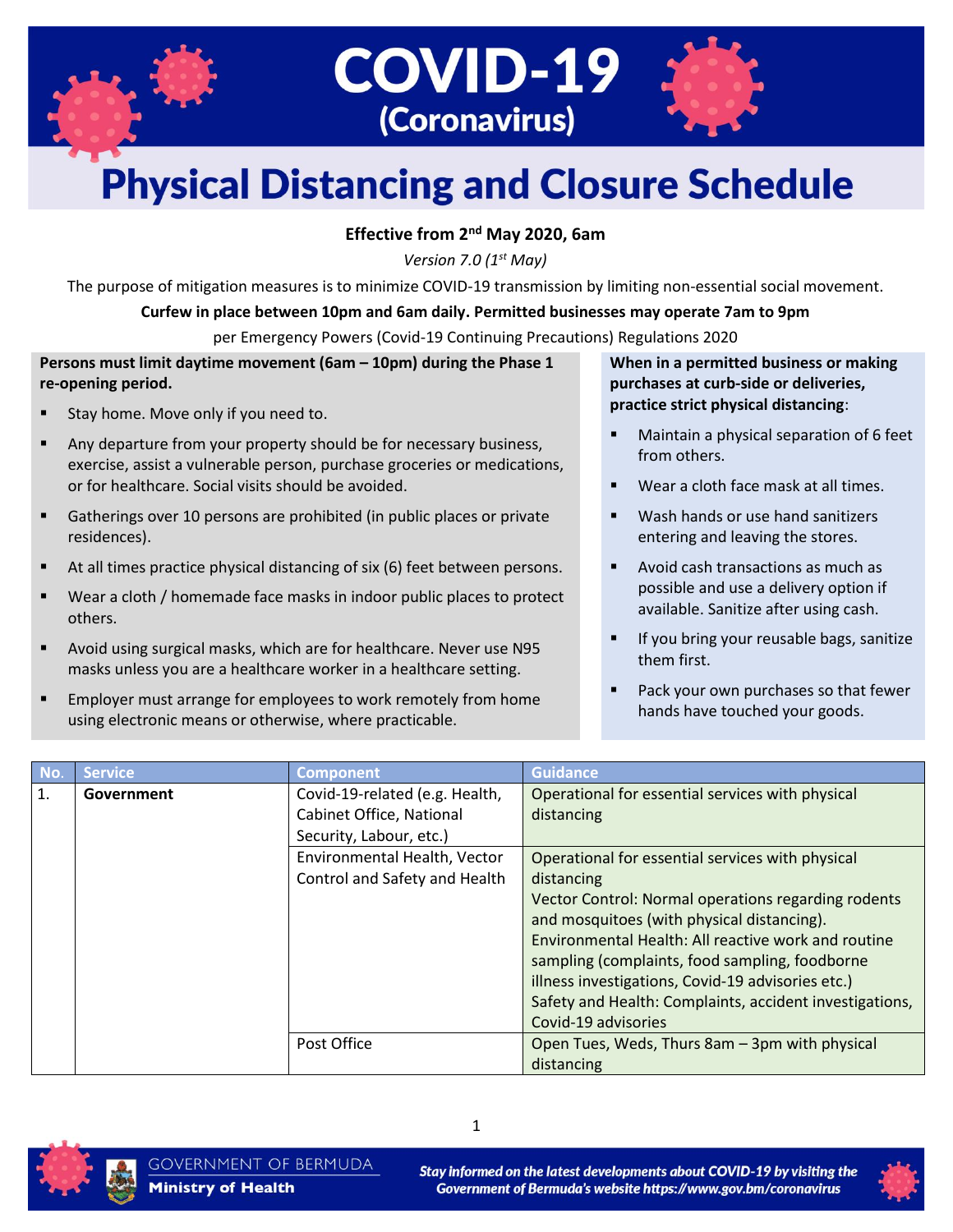# COVID-19 (Coronavirus)

# Physical Distancing and Closure Schedule

**Effective from 2nd May 2020, 6am**

*Version 7.0 (1st May)*

The purpose of mitigation measures is to minimize COVID-19 transmission by limiting non-essential social movement.

**Curfew in place between 10pm and 6am daily. Permitted businesses may operate 7am to 9pm**

per Emergency Powers (Covid-19 Continuing Precautions) Regulations 2020

**Persons must limit daytime movement (6am – 10pm) during the Phase 1 re-opening period.**

- Stay home. Move only if you need to.
- Any departure from your property should be for necessary business, exercise, assist a vulnerable person, purchase groceries or medications, or for healthcare. Social visits should be avoided.
- Gatherings over 10 persons are prohibited (in public places or private residences).
- At all times practice physical distancing of six (6) feet between persons.
- Wear a cloth / homemade face masks in indoor public places to protect others.
- Avoid using surgical masks, which are for healthcare. Never use N95 masks unless you are a healthcare worker in a healthcare setting.
- Employer must arrange for employees to work remotely from home using electronic means or otherwise, where practicable.

**When in a permitted business or making purchases at curb-side or deliveries, practice strict physical distancing**:

- Maintain a physical separation of 6 feet from others.
- Wear a cloth face mask at all times.
- Wash hands or use hand sanitizers entering and leaving the stores.
- Avoid cash transactions as much as possible and use a delivery option if available. Sanitize after using cash.
- If you bring your reusable bags, sanitize them first.
- Pack your own purchases so that fewer hands have touched your goods.

| No. | Service | Component | Guidance |
|---|---|---|---|
| 1. | **Government** | Covid-19-related (e.g. Health, Cabinet Office, National Security, Labour, etc.) | Operational for essential services with physical distancing |
| | | Environmental Health, Vector Control and Safety and Health | Operational for essential services with physical distancing<br>Vector Control: Normal operations regarding rodents and mosquitoes (with physical distancing).<br>Environmental Health: All reactive work and routine sampling (complaints, food sampling, foodborne illness investigations, Covid-19 advisories etc.)<br>Safety and Health: Complaints, accident investigations, Covid-19 advisories |
| | | Post Office | Open Tues, Weds, Thurs 8am – 3pm with physical distancing |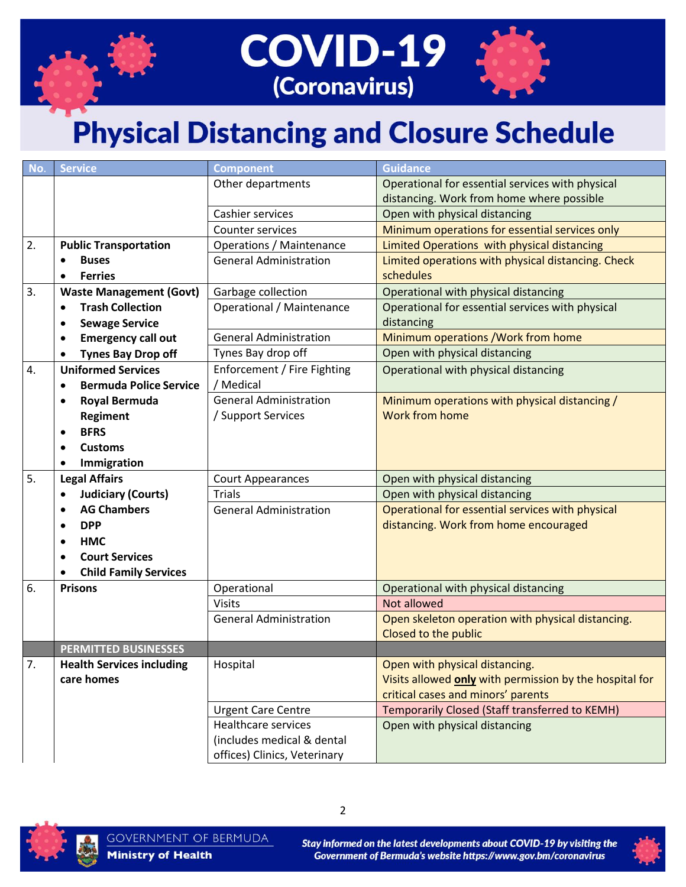# COVID-19 (Coronavirus)

# Physical Distancing and Closure Schedule

| No. | Service | Component | Guidance |
|---|---|---|---|
| | | Other departments | Operational for essential services with physical distancing. Work from home where possible |
| | | Cashier services | Open with physical distancing |
| | | Counter services | Minimum operations for essential services only |
| 2. | **Public Transportation** <br> • **Buses** <br> • **Ferries** | Operations / Maintenance | Limited Operations with physical distancing |
| | | General Administration | Limited operations with physical distancing. Check schedules |
| 3. | **Waste Management (Govt)** <br> • **Trash Collection** <br> • **Sewage Service** <br> • **Emergency call out** <br> • **Tynes Bay Drop off** | Garbage collection | Operational with physical distancing |
| | | Operational / Maintenance | Operational for essential services with physical distancing |
| | | General Administration | Minimum operations /Work from home |
| | | Tynes Bay drop off | Open with physical distancing |
| 4. | **Uniformed Services** <br> • **Bermuda Police Service** <br> • **Royal Bermuda Regiment** <br> • **BFRS** <br> • **Customs** <br> • **Immigration** | Enforcement / Fire Fighting / Medical | Operational with physical distancing |
| | | General Administration / Support Services | Minimum operations with physical distancing / Work from home |
| 5. | **Legal Affairs** <br> • **Judiciary (Courts)** <br> • **AG Chambers** <br> • **DPP** <br> • **HMC** <br> • **Court Services** <br> • **Child Family Services** | Court Appearances | Open with physical distancing |
| | | Trials | Open with physical distancing |
| | | General Administration | Operational for essential services with physical distancing. Work from home encouraged |
| 6. | **Prisons** | Operational | Operational with physical distancing |
| | | Visits | Not allowed |
| | | General Administration | Open skeleton operation with physical distancing. Closed to the public |
| | **PERMITTED BUSINESSES** | | |
| 7. | **Health Services including care homes** | Hospital | Open with physical distancing. Visits allowed **only** with permission by the hospital for critical cases and minors' parents |
| | | Urgent Care Centre | Temporarily Closed (Staff transferred to KEMH) |
| | | Healthcare services (includes medical & dental offices) Clinics, Veterinary | Open with physical distancing |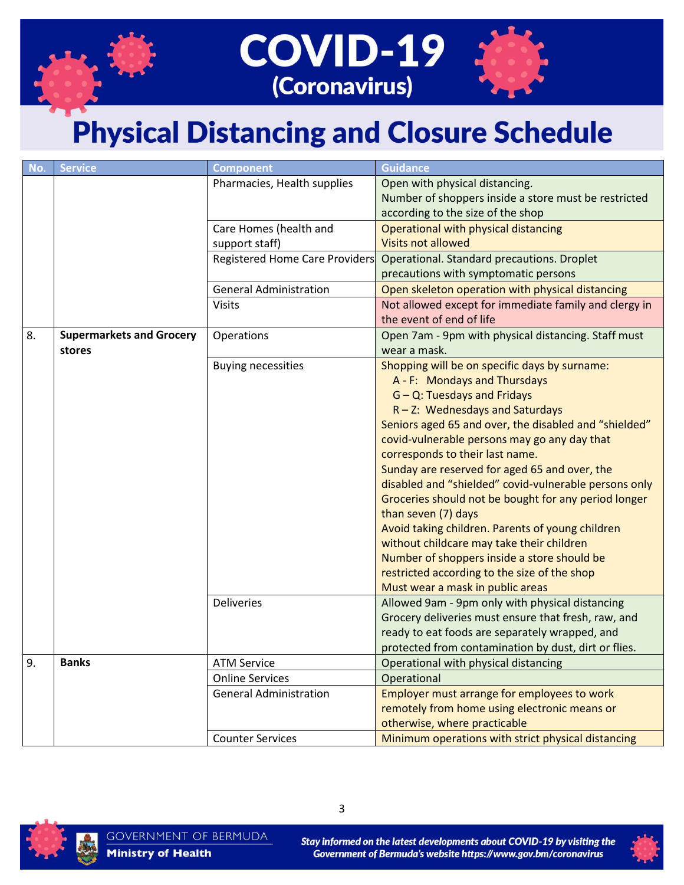# COVID-19
(Coronavirus)

# Physical Distancing and Closure Schedule

| No. | Service | Component | Guidance |
|---|---|---|---|
| | | Pharmacies, Health supplies | Open with physical distancing.<br>Number of shoppers inside a store must be restricted according to the size of the shop |
| | | Care Homes (health and support staff) | Operational with physical distancing<br>Visits not allowed |
| | | Registered Home Care Providers | Operational. Standard precautions. Droplet precautions with symptomatic persons |
| | | General Administration | Open skeleton operation with physical distancing |
| | | Visits | Not allowed except for immediate family and clergy in the event of end of life |
| 8. | **Supermarkets and Grocery stores** | Operations | Open 7am - 9pm with physical distancing. Staff must wear a mask. |
| | | Buying necessities | Shopping will be on specific days by surname:<br>A - F: Mondays and Thursdays<br>G – Q: Tuesdays and Fridays<br>R – Z: Wednesdays and Saturdays<br>Seniors aged 65 and over, the disabled and "shielded" covid-vulnerable persons may go any day that corresponds to their last name.<br>Sunday are reserved for aged 65 and over, the disabled and "shielded" covid-vulnerable persons only<br>Groceries should not be bought for any period longer than seven (7) days<br>Avoid taking children. Parents of young children without childcare may take their children<br>Number of shoppers inside a store should be restricted according to the size of the shop<br>Must wear a mask in public areas |
| | | Deliveries | Allowed 9am - 9pm only with physical distancing<br>Grocery deliveries must ensure that fresh, raw, and ready to eat foods are separately wrapped, and protected from contamination by dust, dirt or flies. |
| 9. | **Banks** | ATM Service | Operational with physical distancing |
| | | Online Services | Operational |
| | | General Administration | Employer must arrange for employees to work remotely from home using electronic means or otherwise, where practicable |
| | | Counter Services | Minimum operations with strict physical distancing |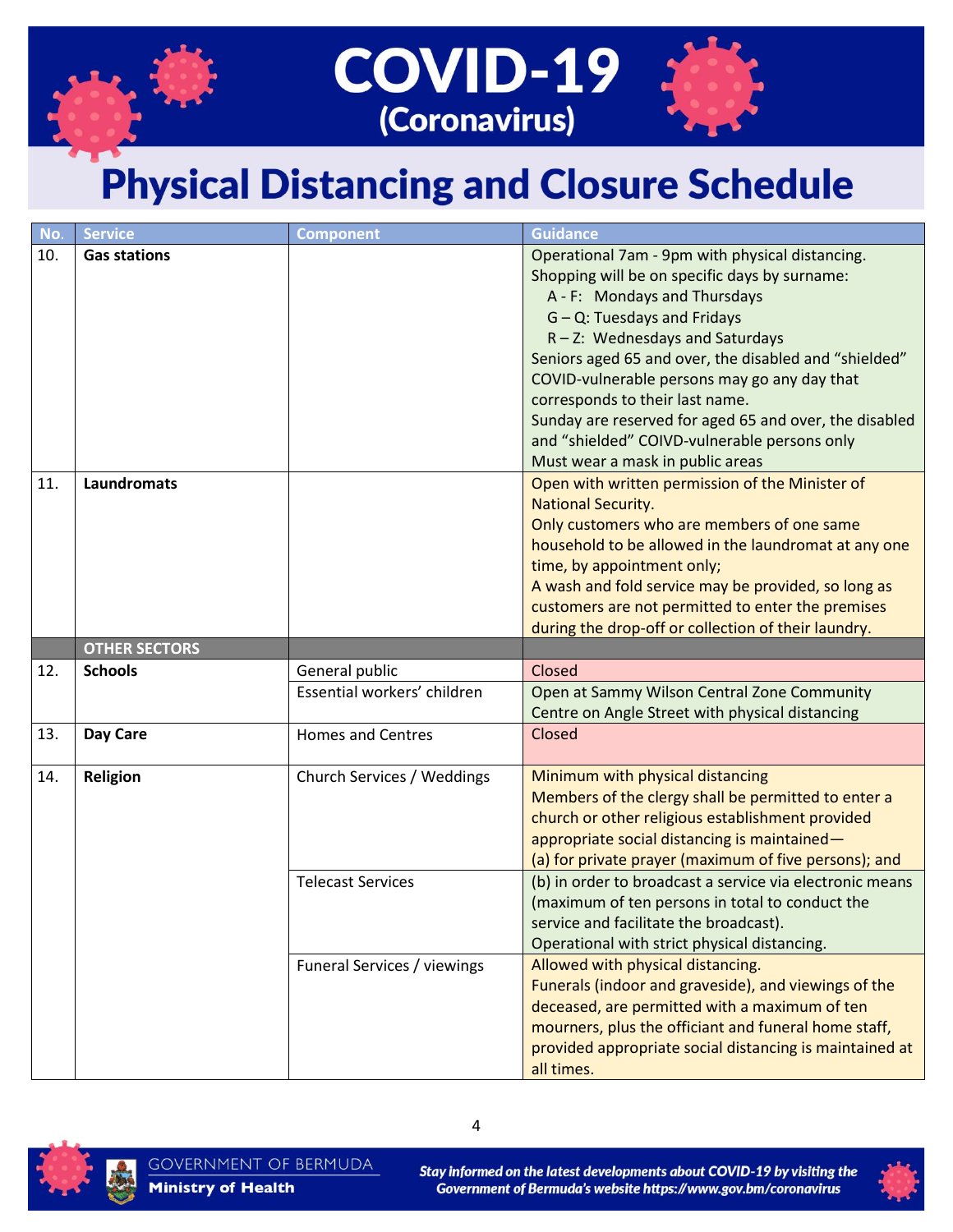# COVID-19 (Coronavirus)

## Physical Distancing and Closure Schedule

| No. | Service | Component | Guidance |
|---|---|---|---|
| 10. | **Gas stations** | | Operational 7am - 9pm with physical distancing.<br>Shopping will be on specific days by surname:<br>A - F: Mondays and Thursdays<br>G – Q: Tuesdays and Fridays<br>R – Z: Wednesdays and Saturdays<br>Seniors aged 65 and over, the disabled and "shielded" COVID-vulnerable persons may go any day that corresponds to their last name.<br>Sunday are reserved for aged 65 and over, the disabled and "shielded" COIVD-vulnerable persons only<br>Must wear a mask in public areas |
| 11. | **Laundromats** | | Open with written permission of the Minister of National Security.<br>Only customers who are members of one same household to be allowed in the laundromat at any one time, by appointment only;<br>A wash and fold service may be provided, so long as customers are not permitted to enter the premises during the drop-off or collection of their laundry. |
| | **OTHER SECTORS** | | |
| 12. | **Schools** | General public | Closed |
| | | Essential workers' children | Open at Sammy Wilson Central Zone Community Centre on Angle Street with physical distancing |
| 13. | **Day Care** | Homes and Centres | Closed |
| 14. | **Religion** | Church Services / Weddings | Minimum with physical distancing<br>Members of the clergy shall be permitted to enter a church or other religious establishment provided appropriate social distancing is maintained—<br>(a) for private prayer (maximum of five persons); and |
| | | Telecast Services | (b) in order to broadcast a service via electronic means (maximum of ten persons in total to conduct the service and facilitate the broadcast).<br>Operational with strict physical distancing. |
| | | Funeral Services / viewings | Allowed with physical distancing.<br>Funerals (indoor and graveside), and viewings of the deceased, are permitted with a maximum of ten mourners, plus the officiant and funeral home staff, provided appropriate social distancing is maintained at all times. |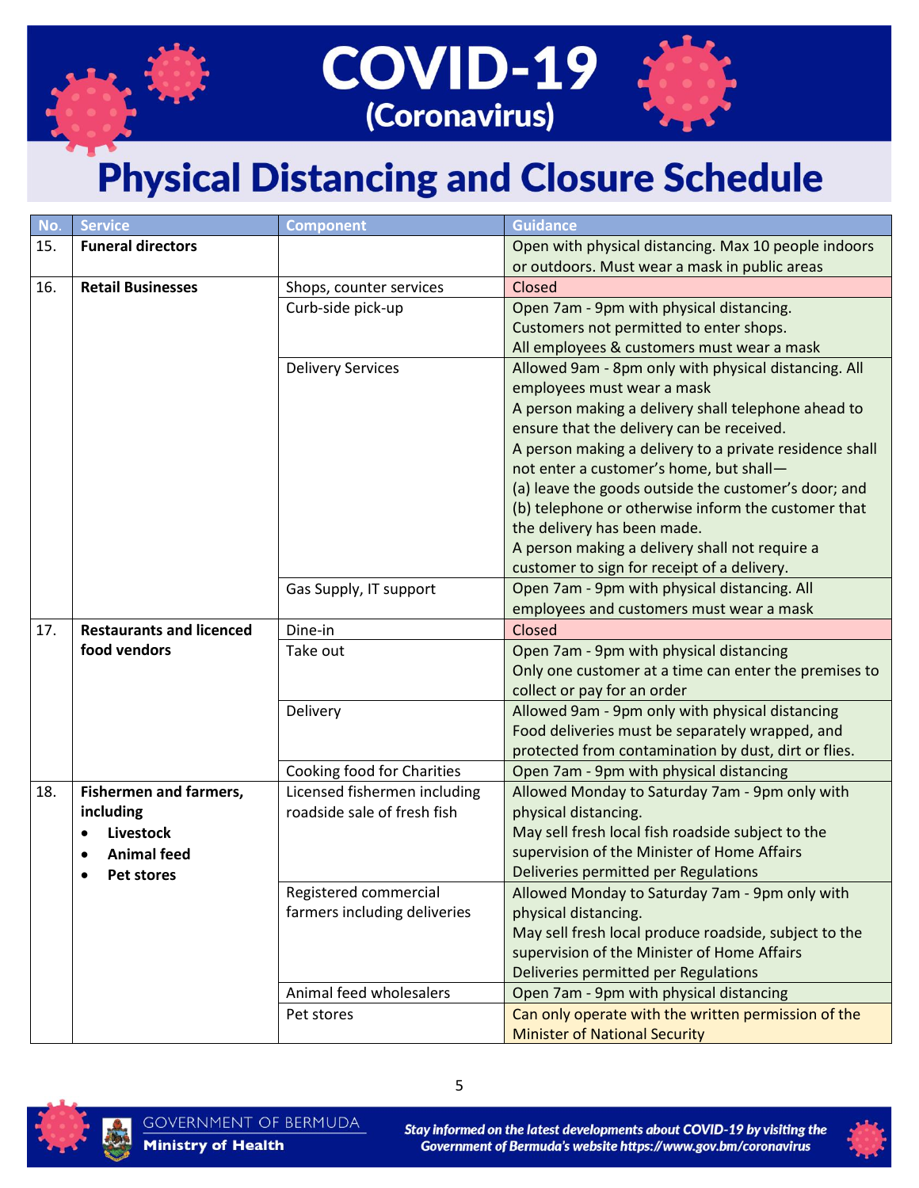# COVID-19 (Coronavirus)

## Physical Distancing and Closure Schedule

| No. | Service | Component | Guidance |
|---|---|---|---|
| 15. | **Funeral directors** | | Open with physical distancing. Max 10 people indoors or outdoors. Must wear a mask in public areas |
| 16. | **Retail Businesses** | Shops, counter services | Closed |
| | | Curb-side pick-up | Open 7am - 9pm with physical distancing. Customers not permitted to enter shops. All employees & customers must wear a mask |
| | | Delivery Services | Allowed 9am - 8pm only with physical distancing. All employees must wear a mask<br>A person making a delivery shall telephone ahead to ensure that the delivery can be received.<br>A person making a delivery to a private residence shall not enter a customer's home, but shall—<br>(a) leave the goods outside the customer's door; and<br>(b) telephone or otherwise inform the customer that the delivery has been made.<br>A person making a delivery shall not require a customer to sign for receipt of a delivery. |
| | | Gas Supply, IT support | Open 7am - 9pm with physical distancing. All employees and customers must wear a mask |
| 17. | **Restaurants and licenced food vendors** | Dine-in | Closed |
| | | Take out | Open 7am - 9pm with physical distancing<br>Only one customer at a time can enter the premises to collect or pay for an order |
| | | Delivery | Allowed 9am - 9pm only with physical distancing<br>Food deliveries must be separately wrapped, and protected from contamination by dust, dirt or flies. |
| | | Cooking food for Charities | Open 7am - 9pm with physical distancing |
| 18. | **Fishermen and farmers, including**<br>• **Livestock**<br>• **Animal feed**<br>• **Pet stores** | Licensed fishermen including roadside sale of fresh fish | Allowed Monday to Saturday 7am - 9pm only with physical distancing.<br>May sell fresh local fish roadside subject to the supervision of the Minister of Home Affairs<br>Deliveries permitted per Regulations |
| | | Registered commercial farmers including deliveries | Allowed Monday to Saturday 7am - 9pm only with physical distancing.<br>May sell fresh local produce roadside, subject to the supervision of the Minister of Home Affairs<br>Deliveries permitted per Regulations |
| | | Animal feed wholesalers | Open 7am - 9pm with physical distancing |
| | | Pet stores | Can only operate with the written permission of the Minister of National Security |

GOVERNMENT OF BERMUDA
**Ministry of Health**

*Stay informed on the latest developments about COVID-19 by visiting the Government of Bermuda's website https://www.gov.bm/coronavirus*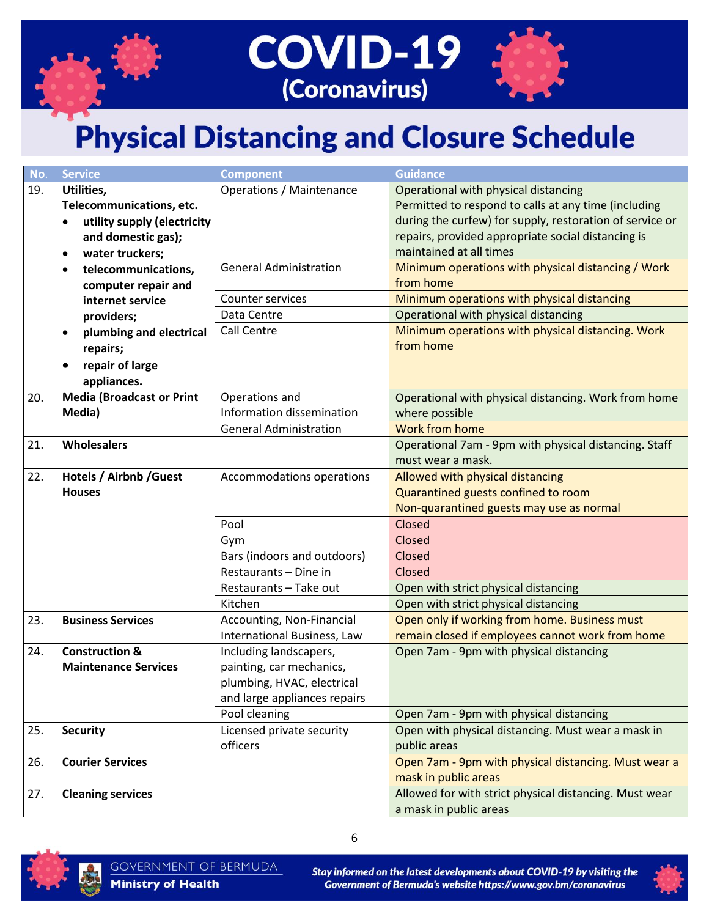# COVID-19 (Coronavirus)

## Physical Distancing and Closure Schedule

| No. | Service | Component | Guidance |
|---|---|---|---|
| 19. | **Utilities, Telecommunications, etc.** <br>• **utility supply (electricity and domestic gas);** <br>• **water truckers;** <br>• **telecommunications, computer repair and internet service providers;** <br>• **plumbing and electrical repairs;** <br>• **repair of large appliances.** | Operations / Maintenance | Operational with physical distancing<br>Permitted to respond to calls at any time (including during the curfew) for supply, restoration of service or repairs, provided appropriate social distancing is maintained at all times |
| | | General Administration | Minimum operations with physical distancing / Work from home |
| | | Counter services | Minimum operations with physical distancing |
| | | Data Centre | Operational with physical distancing |
| | | Call Centre | Minimum operations with physical distancing. Work from home |
| 20. | **Media (Broadcast or Print Media)** | Operations and Information dissemination | Operational with physical distancing. Work from home where possible |
| | | General Administration | Work from home |
| 21. | **Wholesalers** | | Operational 7am - 9pm with physical distancing. Staff must wear a mask. |
| 22. | **Hotels / Airbnb /Guest Houses** | Accommodations operations | Allowed with physical distancing<br>Quarantined guests confined to room<br>Non-quarantined guests may use as normal |
| | | Pool | Closed |
| | | Gym | Closed |
| | | Bars (indoors and outdoors) | Closed |
| | | Restaurants – Dine in | Closed |
| | | Restaurants – Take out | Open with strict physical distancing |
| | | Kitchen | Open with strict physical distancing |
| 23. | **Business Services** | Accounting, Non-Financial International Business, Law | Open only if working from home. Business must remain closed if employees cannot work from home |
| 24. | **Construction & Maintenance Services** | Including landscapers, painting, car mechanics, plumbing, HVAC, electrical and large appliances repairs | Open 7am - 9pm with physical distancing |
| | | Pool cleaning | Open 7am - 9pm with physical distancing |
| 25. | **Security** | Licensed private security officers | Open with physical distancing. Must wear a mask in public areas |
| 26. | **Courier Services** | | Open 7am - 9pm with physical distancing. Must wear a mask in public areas |
| 27. | **Cleaning services** | | Allowed for with strict physical distancing. Must wear a mask in public areas |

GOVERNMENT OF BERMUDA
**Ministry of Health**

***Stay informed on the latest developments about COVID-19 by visiting the Government of Bermuda's website https://www.gov.bm/coronavirus***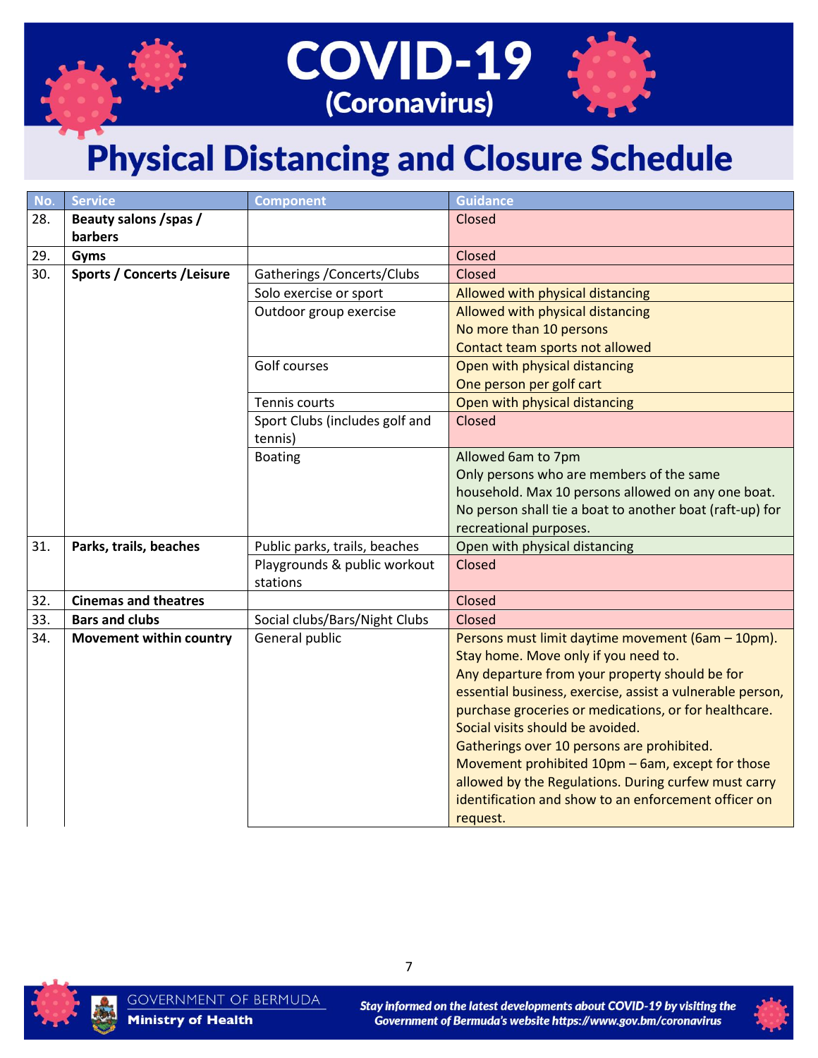# COVID-19 (Coronavirus)

# Physical Distancing and Closure Schedule

| No. | Service | Component | Guidance |
|---|---|---|---|
| 28. | **Beauty salons /spas / barbers** | | Closed |
| 29. | **Gyms** | | Closed |
| 30. | **Sports / Concerts /Leisure** | Gatherings /Concerts/Clubs | Closed |
| | | Solo exercise or sport | Allowed with physical distancing |
| | | Outdoor group exercise | Allowed with physical distancing<br>No more than 10 persons<br>Contact team sports not allowed |
| | | Golf courses | Open with physical distancing<br>One person per golf cart |
| | | Tennis courts | Open with physical distancing |
| | | Sport Clubs (includes golf and tennis) | Closed |
| | | Boating | Allowed 6am to 7pm<br>Only persons who are members of the same household. Max 10 persons allowed on any one boat. No person shall tie a boat to another boat (raft-up) for recreational purposes. |
| 31. | **Parks, trails, beaches** | Public parks, trails, beaches | Open with physical distancing |
| | | Playgrounds & public workout stations | Closed |
| 32. | **Cinemas and theatres** | | Closed |
| 33. | **Bars and clubs** | Social clubs/Bars/Night Clubs | Closed |
| 34. | **Movement within country** | General public | Persons must limit daytime movement (6am – 10pm). Stay home. Move only if you need to.<br>Any departure from your property should be for essential business, exercise, assist a vulnerable person, purchase groceries or medications, or for healthcare.<br>Social visits should be avoided.<br>Gatherings over 10 persons are prohibited.<br>Movement prohibited 10pm – 6am, except for those allowed by the Regulations. During curfew must carry identification and show to an enforcement officer on request. |

GOVERNMENT OF BERMUDA
**Ministry of Health**

*Stay informed on the latest developments about COVID-19 by visiting the Government of Bermuda's website https://www.gov.bm/coronavirus*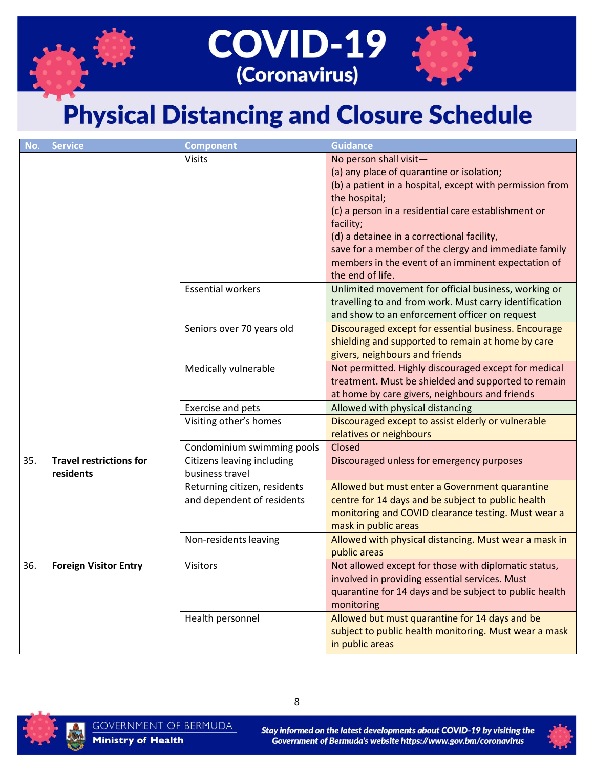# COVID-19 (Coronavirus)

# Physical Distancing and Closure Schedule

| No. | Service | Component | Guidance |
|---|---|---|---|
| | | Visits | No person shall visit— (a) any place of quarantine or isolation; (b) a patient in a hospital, except with permission from the hospital; (c) a person in a residential care establishment or facility; (d) a detainee in a correctional facility, save for a member of the clergy and immediate family members in the event of an imminent expectation of the end of life. |
| | | Essential workers | Unlimited movement for official business, working or travelling to and from work. Must carry identification and show to an enforcement officer on request |
| | | Seniors over 70 years old | Discouraged except for essential business. Encourage shielding and supported to remain at home by care givers, neighbours and friends |
| | | Medically vulnerable | Not permitted. Highly discouraged except for medical treatment. Must be shielded and supported to remain at home by care givers, neighbours and friends |
| | | Exercise and pets | Allowed with physical distancing |
| | | Visiting other's homes | Discouraged except to assist elderly or vulnerable relatives or neighbours |
| | | Condominium swimming pools | Closed |
| 35. | **Travel restrictions for residents** | Citizens leaving including business travel | Discouraged unless for emergency purposes |
| | | Returning citizen, residents and dependent of residents | Allowed but must enter a Government quarantine centre for 14 days and be subject to public health monitoring and COVID clearance testing. Must wear a mask in public areas |
| | | Non-residents leaving | Allowed with physical distancing. Must wear a mask in public areas |
| 36. | **Foreign Visitor Entry** | Visitors | Not allowed except for those with diplomatic status, involved in providing essential services. Must quarantine for 14 days and be subject to public health monitoring |
| | | Health personnel | Allowed but must quarantine for 14 days and be subject to public health monitoring. Must wear a mask in public areas |

GOVERNMENT OF BERMUDA
Ministry of Health

*Stay informed on the latest developments about COVID-19 by visiting the Government of Bermuda's website https://www.gov.bm/coronavirus*